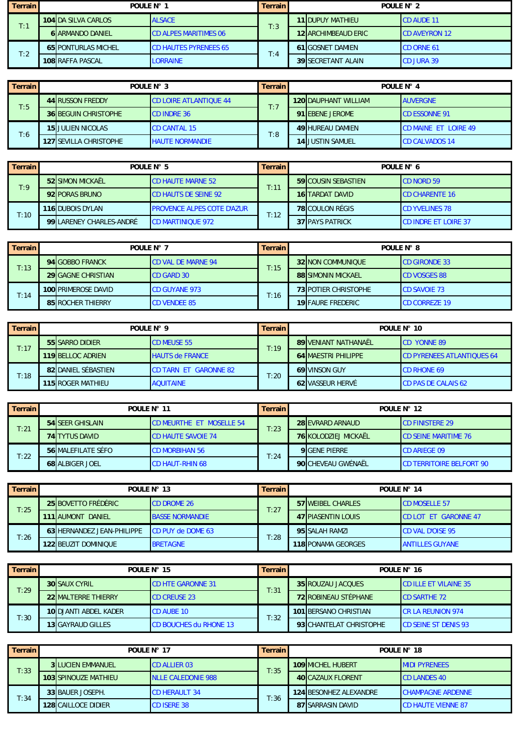| Terrain | POULE N° 1 | | | Terrain | POULE N° 2 | | |
|---|---|---|---|---|---|---|---|
| T:1 | 104 | DA SILVA CARLOS | ALSACE | T:3 | 11 | DUPUY MATHIEU | CD AUDE 11 |
| | 6 | ARMANDO DANIEL | CD ALPES MARITIMES 06 | | 12 | ARCHIMBEAUD ERIC | CD AVEYRON 12 |
| T:2 | 65 | PONTURLAS MICHEL | CD HAUTES PYRENEES 65 | T:4 | 61 | GOSNET DAMIEN | CD ORNE 61 |
| | 108 | RAFFA PASCAL | LORRAINE | | 39 | SECRETANT ALAIN | CD JURA 39 |

| Terrain | POULE N° 3 | | | Terrain | POULE N° 4 | | |
|---|---|---|---|---|---|---|---|
| T:5 | 44 | RUSSON FREDDY | CD LOIRE ATLANTIQUE 44 | T:7 | 120 | DAUPHANT WILLIAM | AUVERGNE |
| | 36 | BEGUIN CHRISTOPHE | CD INDRE 36 | | 91 | EBENE JEROME | CD ESSONNE 91 |
| T:6 | 15 | JULIEN NICOLAS | CD CANTAL 15 | T:8 | 49 | HUREAU DAMIEN | CD MAINE ET LOIRE 49 |
| | 127 | SEVILLA CHRISTOPHE | HAUTE NORMANDIE | | 14 | JUSTIN SAMUEL | CD CALVADOS 14 |

| Terrain | POULE N° 5 | | | Terrain | POULE N° 6 | | |
|---|---|---|---|---|---|---|---|
| T:9 | 52 | SIMON MICKAËL | CD HAUTE MARNE 52 | T:11 | 59 | COUSIN SEBASTIEN | CD NORD 59 |
| | 92 | PORAS BRUNO | CD HAUTS DE SEINE 92 | | 16 | TARDAT DAVID | CD CHARENTE 16 |
| T:10 | 116 | DUBOIS DYLAN | PROVENCE ALPES COTE D'AZUR | T:12 | 78 | COULON RÉGIS | CD YVELINES 78 |
| | 99 | LARENEY CHARLES-ANDRÉ | CD MARTINIQUE 972 | | 37 | PAYS PATRICK | CD INDRE ET LOIRE 37 |

| Terrain | POULE N° 7 | | | Terrain | POULE N° 8 | | |
|---|---|---|---|---|---|---|---|
| T:13 | 94 | GOBBO FRANCK | CD VAL DE MARNE 94 | T:15 | 32 | NON COMMUNIQUE | CD GIRONDE 33 |
| | 29 | GAGNE CHRISTIAN | CD GARD 30 | | 88 | SIMONIN MICKAEL | CD VOSGES 88 |
| T:14 | 100 | PRIMEROSE DAVID | CD GUYANE 973 | T:16 | 73 | POTIER CHRISTOPHE | CD SAVOIE 73 |
| | 85 | ROCHER THIERRY | CD VENDEE 85 | | 19 | FAURE FREDERIC | CD CORREZE 19 |

| Terrain | POULE N° 9 | | | Terrain | POULE N° 10 | | |
|---|---|---|---|---|---|---|---|
| T:17 | 55 | SARRO DIDIER | CD MEUSE 55 | T:19 | 89 | VENIANT NATHANAËL | CD YONNE 89 |
| | 119 | BELLOC ADRIEN | HAUTS de FRANCE | | 64 | MAESTRI PHILIPPE | CD PYRENEES ATLANTIQUES 64 |
| T:18 | 82 | DANIEL SÉBASTIEN | CD TARN ET GARONNE 82 | T:20 | 69 | VINSON GUY | CD RHONE 69 |
| | 115 | ROGER MATHIEU | AQUITAINE | | 62 | VASSEUR HERVÉ | CD PAS DE CALAIS 62 |

| Terrain | POULE N° 11 | | | Terrain | POULE N° 12 | | |
|---|---|---|---|---|---|---|---|
| T:21 | 54 | SEER GHISLAIN | CD MEURTHE ET MOSELLE 54 | T:23 | 28 | EVRARD ARNAUD | CD FINISTERE 29 |
| | 74 | TYTUS DAVID | CD HAUTE SAVOIE 74 | | 76 | KOLODZIEJ MICKAËL | CD SEINE MARITIME 76 |
| T:22 | 56 | MALEFILATE SÉFO | CD MORBIHAN 56 | T:24 | 9 | GENE PIERRE | CD ARIEGE 09 |
| | 68 | ALBIGER JOEL | CD HAUT-RHIN 68 | | 90 | CHEVEAU GWÉNAËL | CD TERRITOIRE BELFORT 90 |

| Terrain | POULE N° 13 | | | Terrain | POULE N° 14 | | |
|---|---|---|---|---|---|---|---|
| T:25 | 25 | BOVETTO FRÉDÉRIC | CD DROME 26 | T:27 | 57 | WEIBEL CHARLES | CD MOSELLE 57 |
| | 111 | AUMONT DANIEL | BASSE NORMANDIE | | 47 | PIASENTIN LOUIS | CD LOT ET GARONNE 47 |
| T:26 | 63 | HERNANDEZ JEAN-PHILIPPE | CD PUY de DOME 63 | T:28 | 95 | SALAH RAMZI | CD VAL D'OISE 95 |
| | 122 | BEUZIT DOMINIQUE | BRETAGNE | | 118 | PONAMA GEORGES | ANTILLES GUYANE |

| Terrain | POULE N° 15 | | | Terrain | POULE N° 16 | | |
|---|---|---|---|---|---|---|---|
| T:29 | 30 | SAUX CYRIL | CD HTE GARONNE 31 | T:31 | 35 | ROUZAU JACQUES | CD ILLE ET VILAINE 35 |
| | 22 | MALTERRE THIERRY | CD CREUSE 23 | | 72 | ROBINEAU STÉPHANE | CD SARTHE 72 |
| T:30 | 10 | DJANTI ABDEL KADER | CD AUBE 10 | T:32 | 101 | BERSANO CHRISTIAN | CR LA REUNION 974 |
| | 13 | GAYRAUD GILLES | CD BOUCHES du RHONE 13 | | 93 | CHANTELAT CHRISTOPHE | CD SEINE ST DENIS 93 |

| Terrain | POULE N° 17 | | | Terrain | POULE N° 18 | | |
|---|---|---|---|---|---|---|---|
| T:33 | 3 | LUCIEN EMMANUEL | CD ALLIER 03 | T:35 | 109 | MICHEL HUBERT | MIDI PYRENEES |
| | 103 | SPINOUZE MATHIEU | NLLE CALEDONIE 988 | | 40 | CAZAUX FLORENT | CD LANDES 40 |
| T:34 | 33 | BAUER JOSEPH. | CD HERAULT 34 | T:36 | 124 | BESONHEZ ALEXANDRE | CHAMPAGNE ARDENNE |
| | 128 | CAILLOCE DIDIER | CD ISERE 38 | | 87 | SARRASIN DAVID | CD HAUTE VIENNE 87 |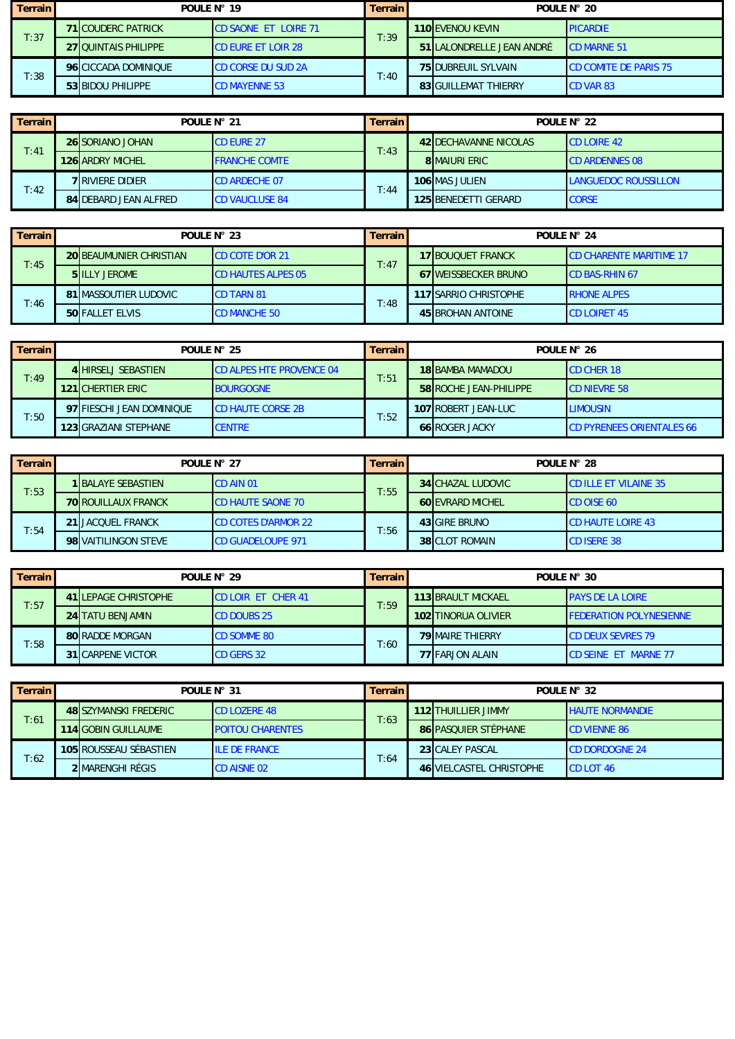| Terrain | POULE N° 19 | | | Terrain | POULE N° 20 | | |
|---|---|---|---|---|---|---|---|
| T:37 | 71 | COUDERC PATRICK | CD SAONE ET LOIRE 71 | T:39 | 110 | EVENOU KEVIN | PICARDIE |
| | 27 | QUINTAIS PHILIPPE | CD EURE ET LOIR 28 | | 51 | LALONDRELLE JEAN ANDRÉ | CD MARNE 51 |
| T:38 | 96 | CICCADA DOMINIQUE | CD CORSE DU SUD 2A | T:40 | 75 | DUBREUIL SYLVAIN | CD COMITE DE PARIS 75 |
| | 53 | BIDOU PHILIPPE | CD MAYENNE 53 | | 83 | GUILLEMAT THIERRY | CD VAR 83 |

| Terrain | POULE N° 21 | | | Terrain | POULE N° 22 | | |
|---|---|---|---|---|---|---|---|
| T:41 | 26 | SORIANO JOHAN | CD EURE 27 | T:43 | 42 | DECHAVANNE NICOLAS | CD LOIRE 42 |
| | 126 | ARDRY MICHEL | FRANCHE COMTE | | 8 | MAIURI ERIC | CD ARDENNES 08 |
| T:42 | 7 | RIVIERE DIDIER | CD ARDECHE 07 | T:44 | 106 | MAS JULIEN | LANGUEDOC ROUSSILLON |
| | 84 | DEBARD JEAN ALFRED | CD VAUCLUSE 84 | | 125 | BENEDETTI GERARD | CORSE |

| Terrain | POULE N° 23 | | | Terrain | POULE N° 24 | | |
|---|---|---|---|---|---|---|---|
| T:45 | 20 | BEAUMUNIER CHRISTIAN | CD COTE D'OR 21 | T:47 | 17 | BOUQUET FRANCK | CD CHARENTE MARITIME 17 |
| | 5 | ILLY JEROME | CD HAUTES ALPES 05 | | 67 | WEISSBECKER BRUNO | CD BAS-RHIN 67 |
| T:46 | 81 | MASSOUTIER LUDOVIC | CD TARN 81 | T:48 | 117 | SARRIO CHRISTOPHE | RHONE ALPES |
| | 50 | FALLET ELVIS | CD MANCHE 50 | | 45 | BROHAN ANTOINE | CD LOIRET 45 |

| Terrain | POULE N° 25 | | | Terrain | POULE N° 26 | | |
|---|---|---|---|---|---|---|---|
| T:49 | 4 | HIRSELJ SEBASTIEN | CD ALPES HTE PROVENCE 04 | T:51 | 18 | BAMBA MAMADOU | CD CHER 18 |
| | 121 | CHERTIER ERIC | BOURGOGNE | | 58 | ROCHE JEAN-PHILIPPE | CD NIEVRE 58 |
| T:50 | 97 | FIESCHI JEAN DOMINIQUE | CD HAUTE CORSE 2B | T:52 | 107 | ROBERT JEAN-LUC | LIMOUSIN |
| | 123 | GRAZIANI STEPHANE | CENTRE | | 66 | ROGER JACKY | CD PYRENEES ORIENTALES 66 |

| Terrain | POULE N° 27 | | | Terrain | POULE N° 28 | | |
|---|---|---|---|---|---|---|---|
| T:53 | 1 | BALAYE SEBASTIEN | CD AIN 01 | T:55 | 34 | CHAZAL LUDOVIC | CD ILLE ET VILAINE 35 |
| | 70 | ROUILLAUX FRANCK | CD HAUTE SAONE 70 | | 60 | EVRARD MICHEL | CD OISE 60 |
| T:54 | 21 | JACQUEL FRANCK | CD COTES D'ARMOR 22 | T:56 | 43 | GIRE BRUNO | CD HAUTE LOIRE 43 |
| | 98 | VAITILINGON STEVE | CD GUADELOUPE 971 | | 38 | CLOT ROMAIN | CD ISERE 38 |

| Terrain | POULE N° 29 | | | Terrain | POULE N° 30 | | |
|---|---|---|---|---|---|---|---|
| T:57 | 41 | LEPAGE CHRISTOPHE | CD LOIR ET CHER 41 | T:59 | 113 | BRAULT MICKAEL | PAYS DE LA LOIRE |
| | 24 | TATU BENJAMIN | CD DOUBS 25 | | 102 | TINORUA OLIVIER | FEDERATION POLYNESIENNE |
| T:58 | 80 | RADDE MORGAN | CD SOMME 80 | T:60 | 79 | MAIRE THIERRY | CD DEUX SEVRES 79 |
| | 31 | CARPENE VICTOR | CD GERS 32 | | 77 | FARJON ALAIN | CD SEINE ET MARNE 77 |

| Terrain | POULE N° 31 | | | Terrain | POULE N° 32 | | |
|---|---|---|---|---|---|---|---|
| T:61 | 48 | SZYMANSKI FREDERIC | CD LOZERE 48 | T:63 | 112 | THUILLIER JIMMY | HAUTE NORMANDIE |
| | 114 | GOBIN GUILLAUME | POITOU CHARENTES | | 86 | PASQUIER STÉPHANE | CD VIENNE 86 |
| T:62 | 105 | ROUSSEAU SÉBASTIEN | ILE DE FRANCE | T:64 | 23 | CALEY PASCAL | CD DORDOGNE 24 |
| | 2 | MARENGHI RÉGIS | CD AISNE 02 | | 46 | VIELCASTEL CHRISTOPHE | CD LOT 46 |